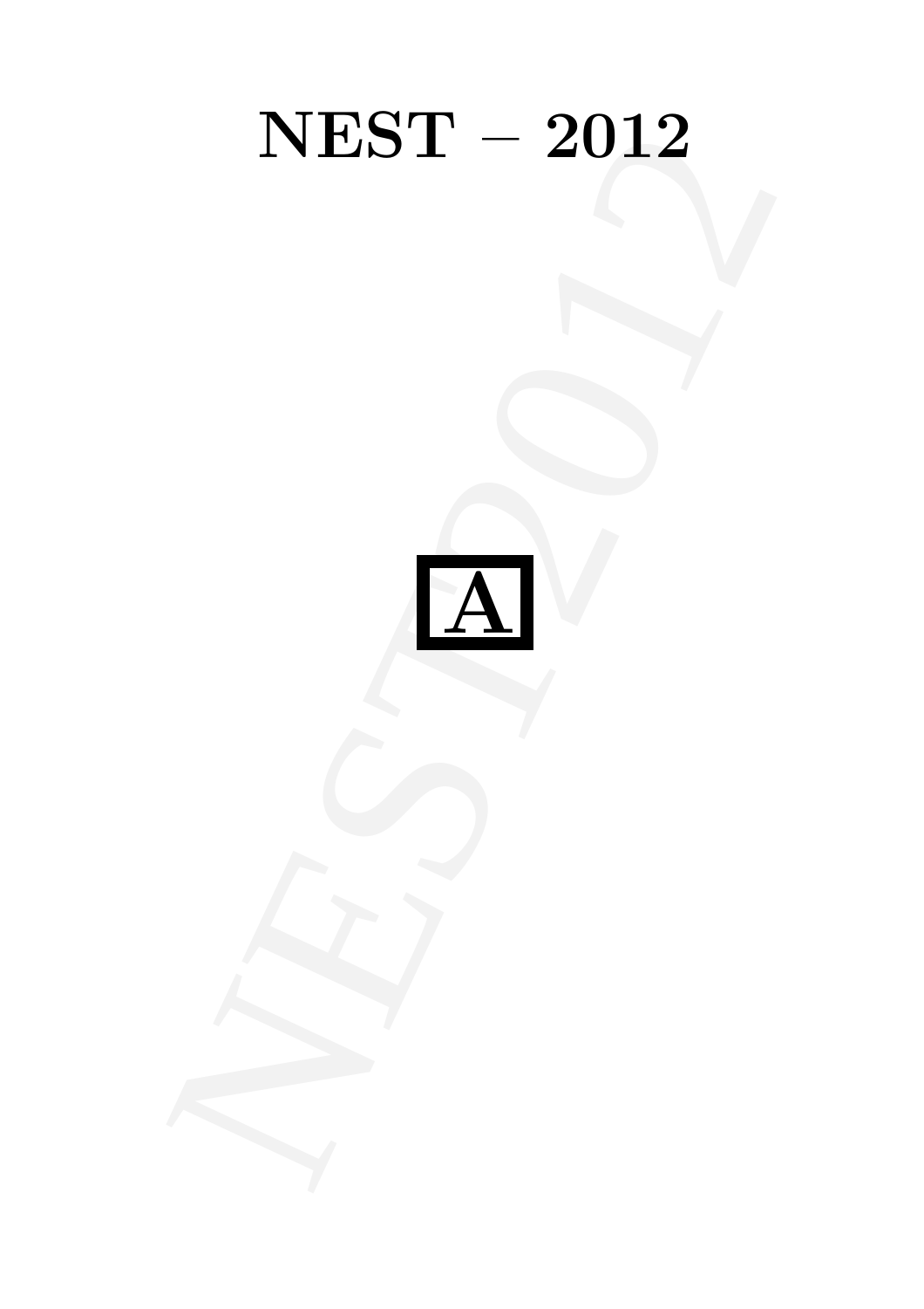# NEST – 2012

**A**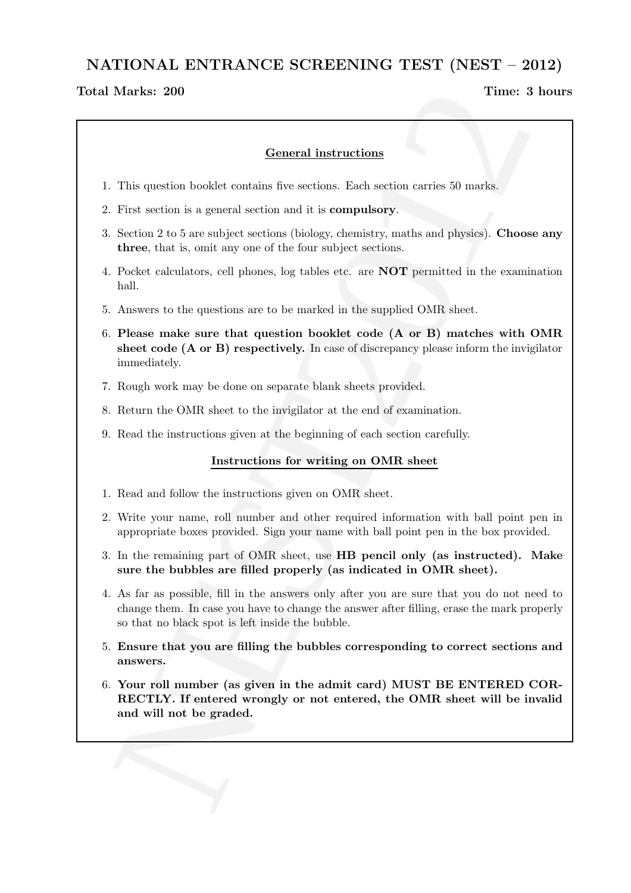# NATIONAL ENTRANCE SCREENING TEST (NEST – 2012)

**Total Marks: 200** **Time: 3 hours**

## General instructions

1. This question booklet contains five sections. Each section carries 50 marks.
2. First section is a general section and it is **compulsory**.
3. Section 2 to 5 are subject sections (biology, chemistry, maths and physics). **Choose any three**, that is, omit any one of the four subject sections.
4. Pocket calculators, cell phones, log tables etc. are **NOT** permitted in the examination hall.
5. Answers to the questions are to be marked in the supplied OMR sheet.
6. **Please make sure that question booklet code (A or B) matches with OMR sheet code (A or B) respectively.** In case of discrepancy please inform the invigilator immediately.
7. Rough work may be done on separate blank sheets provided.
8. Return the OMR sheet to the invigilator at the end of examination.
9. Read the instructions given at the beginning of each section carefully.

## Instructions for writing on OMR sheet

1. Read and follow the instructions given on OMR sheet.
2. Write your name, roll number and other required information with ball point pen in appropriate boxes provided. Sign your name with ball point pen in the box provided.
3. In the remaining part of OMR sheet, use **HB pencil only (as instructed). Make sure the bubbles are filled properly (as indicated in OMR sheet).**
4. As far as possible, fill in the answers only after you are sure that you do not need to change them. In case you have to change the answer after filling, erase the mark properly so that no black spot is left inside the bubble.
5. **Ensure that you are filling the bubbles corresponding to correct sections and answers.**
6. **Your roll number (as given in the admit card) MUST BE ENTERED CORRECTLY. If entered wrongly or not entered, the OMR sheet will be invalid and will not be graded.**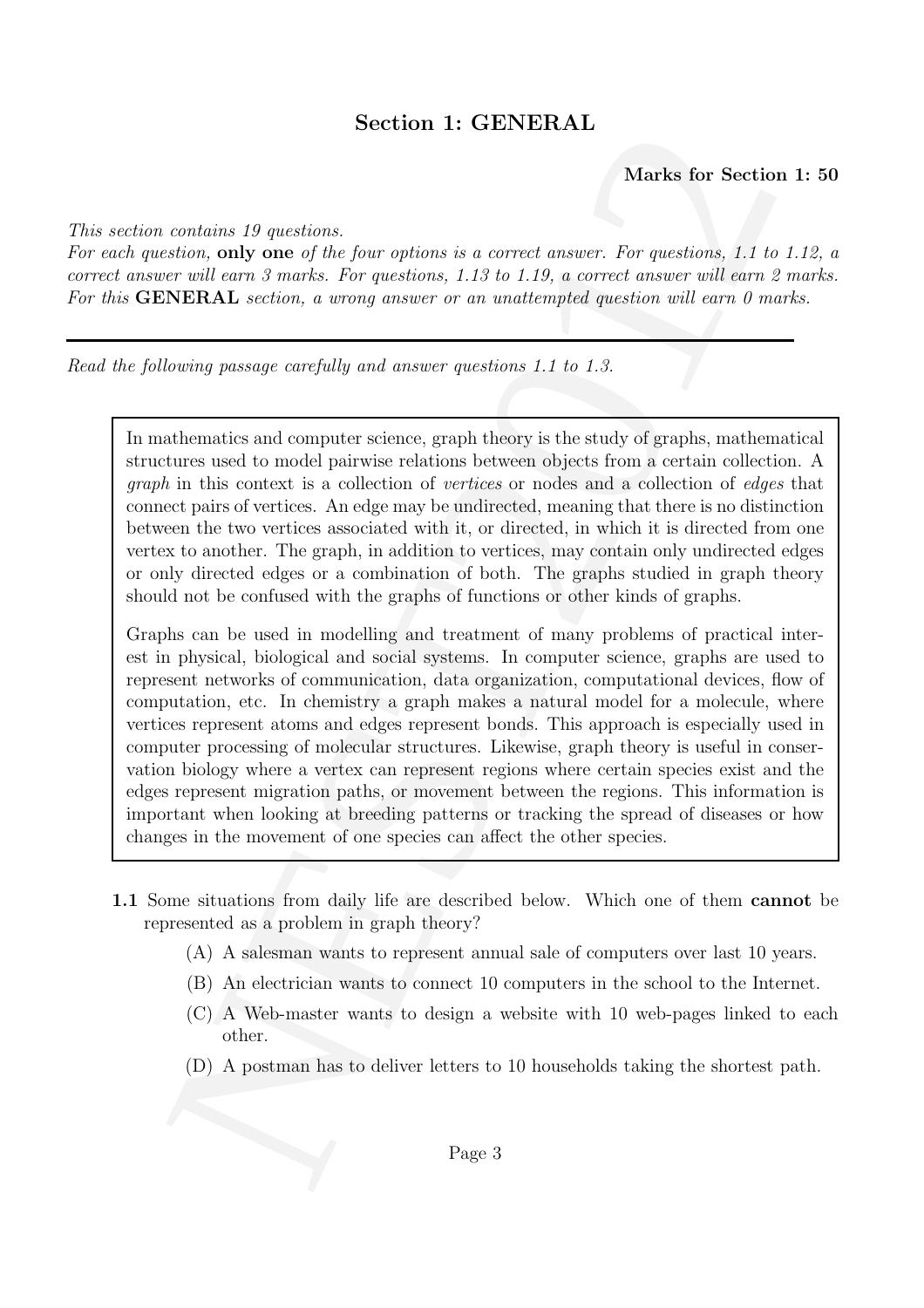# Section 1: GENERAL

**Marks for Section 1: 50**

*This section contains 19 questions.*
*For each question,* **only one** *of the four options is a correct answer. For questions, 1.1 to 1.12, a correct answer will earn 3 marks. For questions, 1.13 to 1.19, a correct answer will earn 2 marks. For this* **GENERAL** *section, a wrong answer or an unattempted question will earn 0 marks.*

---

*Read the following passage carefully and answer questions 1.1 to 1.3.*

> In mathematics and computer science, graph theory is the study of graphs, mathematical structures used to model pairwise relations between objects from a certain collection. A *graph* in this context is a collection of *vertices* or nodes and a collection of *edges* that connect pairs of vertices. An edge may be undirected, meaning that there is no distinction between the two vertices associated with it, or directed, in which it is directed from one vertex to another. The graph, in addition to vertices, may contain only undirected edges or only directed edges or a combination of both. The graphs studied in graph theory should not be confused with the graphs of functions or other kinds of graphs.
>
> Graphs can be used in modelling and treatment of many problems of practical interest in physical, biological and social systems. In computer science, graphs are used to represent networks of communication, data organization, computational devices, flow of computation, etc. In chemistry a graph makes a natural model for a molecule, where vertices represent atoms and edges represent bonds. This approach is especially used in computer processing of molecular structures. Likewise, graph theory is useful in conservation biology where a vertex can represent regions where certain species exist and the edges represent migration paths, or movement between the regions. This information is important when looking at breeding patterns or tracking the spread of diseases or how changes in the movement of one species can affect the other species.

**1.1** Some situations from daily life are described below. Which one of them **cannot** be represented as a problem in graph theory?

- (A) A salesman wants to represent annual sale of computers over last 10 years.
- (B) An electrician wants to connect 10 computers in the school to the Internet.
- (C) A Web-master wants to design a website with 10 web-pages linked to each other.
- (D) A postman has to deliver letters to 10 households taking the shortest path.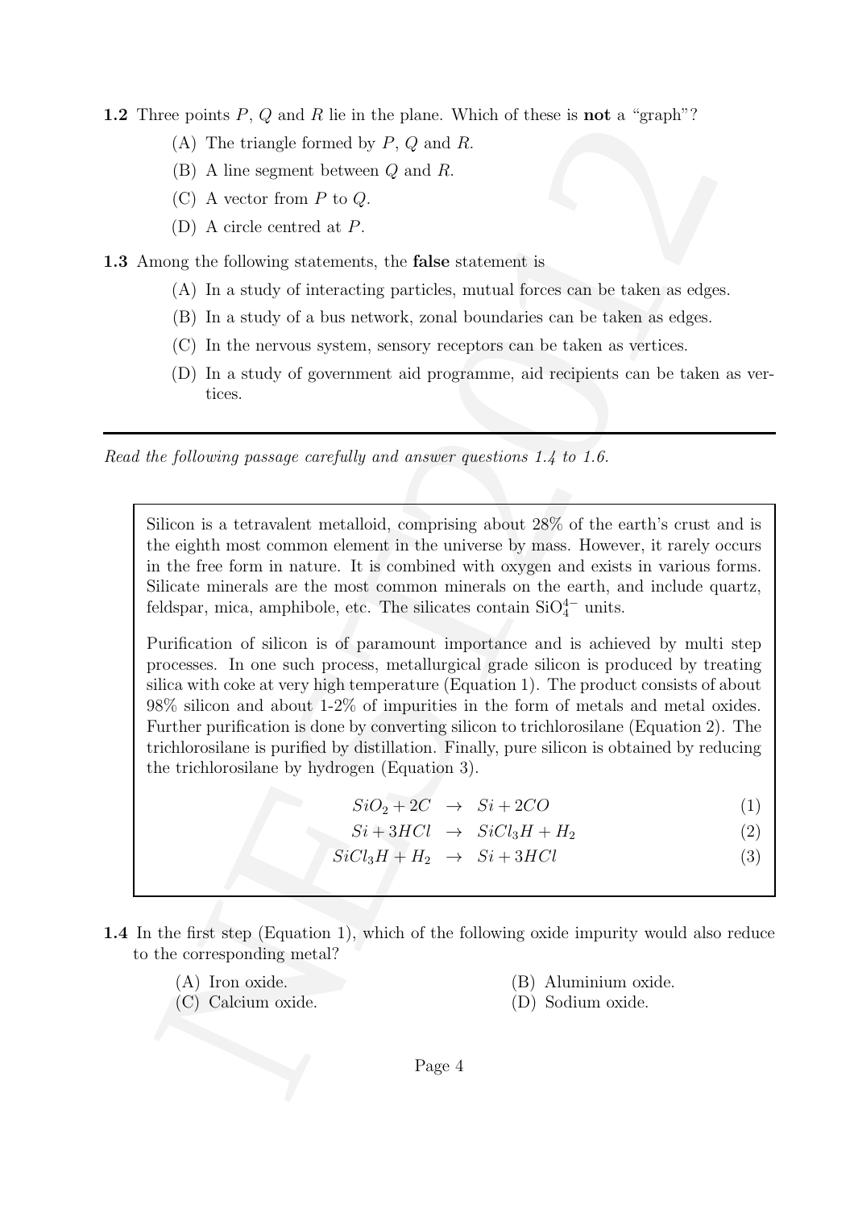**1.2** Three points $P$, $Q$ and $R$ lie in the plane. Which of these is **not** a "graph"?

(A) The triangle formed by $P$, $Q$ and $R$.

(B) A line segment between $Q$ and $R$.

(C) A vector from $P$ to $Q$.

(D) A circle centred at $P$.

**1.3** Among the following statements, the **false** statement is

(A) In a study of interacting particles, mutual forces can be taken as edges.

(B) In a study of a bus network, zonal boundaries can be taken as edges.

(C) In the nervous system, sensory receptors can be taken as vertices.

(D) In a study of government aid programme, aid recipients can be taken as vertices.

---

*Read the following passage carefully and answer questions 1.4 to 1.6.*

> Silicon is a tetravalent metalloid, comprising about 28% of the earth's crust and is the eighth most common element in the universe by mass. However, it rarely occurs in the free form in nature. It is combined with oxygen and exists in various forms. Silicate minerals are the most common minerals on the earth, and include quartz, feldspar, mica, amphibole, etc. The silicates contain $SiO_4^{4-}$ units.
>
> Purification of silicon is of paramount importance and is achieved by multi step processes. In one such process, metallurgical grade silicon is produced by treating silica with coke at very high temperature (Equation 1). The product consists of about 98% silicon and about 1-2% of impurities in the form of metals and metal oxides. Further purification is done by converting silicon to trichlorosilane (Equation 2). The trichlorosilane is purified by distillation. Finally, pure silicon is obtained by reducing the trichlorosilane by hydrogen (Equation 3).
>
> $$SiO_2 + 2C \rightarrow Si + 2CO \quad (1)$$
>
> $$Si + 3HCl \rightarrow SiCl_3H + H_2 \quad (2)$$
>
> $$SiCl_3H + H_2 \rightarrow Si + 3HCl \quad (3)$$

**1.4** In the first step (Equation 1), which of the following oxide impurity would also reduce to the corresponding metal?

(A) Iron oxide.

(B) Aluminium oxide.

(C) Calcium oxide.

(D) Sodium oxide.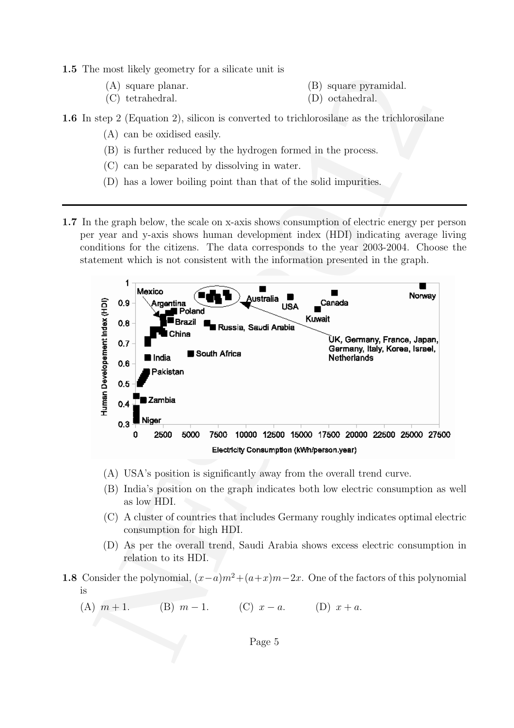**1.5** The most likely geometry for a silicate unit is

(A) square planar.
(B) square pyramidal.
(C) tetrahedral.
(D) octahedral.

**1.6** In step 2 (Equation 2), silicon is converted to trichlorosilane as the trichlorosilane

(A) can be oxidised easily.

(B) is further reduced by the hydrogen formed in the process.

(C) can be separated by dissolving in water.

(D) has a lower boiling point than that of the solid impurities.

---

**1.7** In the graph below, the scale on x-axis shows consumption of electric energy per person per year and y-axis shows human development index (HDI) indicating average living conditions for the citizens. The data corresponds to the year 2003-2004. Choose the statement which is not consistent with the information presented in the graph.

(A) USA's position is significantly away from the overall trend curve.

(B) India's position on the graph indicates both low electric consumption as well as low HDI.

(C) A cluster of countries that includes Germany roughly indicates optimal electric consumption for high HDI.

(D) As per the overall trend, Saudi Arabia shows excess electric consumption in relation to its HDI.

**1.8** Consider the polynomial, $(x-a)m^2+(a+x)m-2x$. One of the factors of this polynomial is

(A) $m+1$.
(B) $m-1$.
(C) $x-a$.
(D) $x+a$.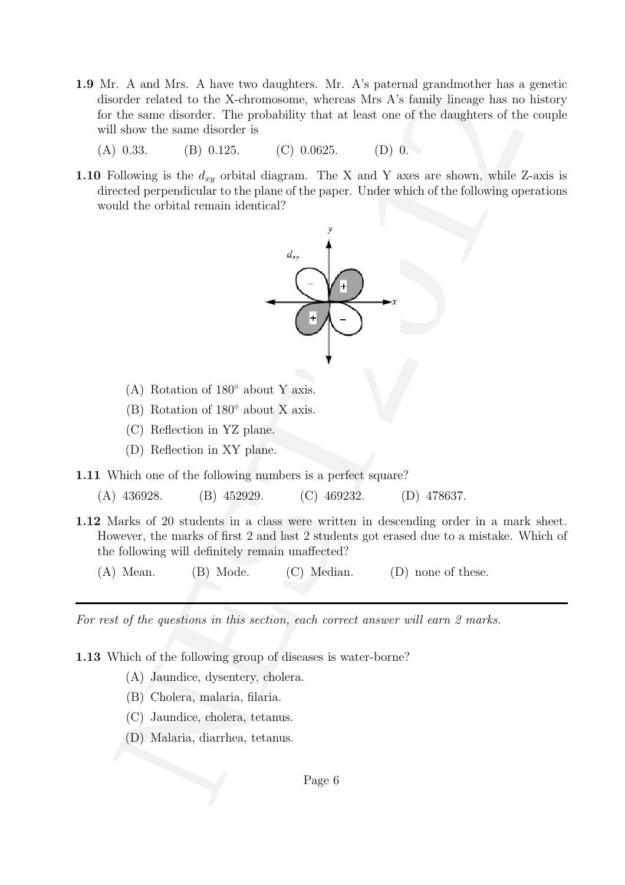**1.9** Mr. A and Mrs. A have two daughters. Mr. A's paternal grandmother has a genetic disorder related to the X-chromosome, whereas Mrs A's family lineage has no history for the same disorder. The probability that at least one of the daughters of the couple will show the same disorder is

(A) 0.33. (B) 0.125. (C) 0.0625. (D) 0.

**1.10** Following is the $d_{xy}$ orbital diagram. The X and Y axes are shown, while Z-axis is directed perpendicular to the plane of the paper. Under which of the following operations would the orbital remain identical?

(A) Rotation of 180° about Y axis.

(B) Rotation of 180° about X axis.

(C) Reflection in YZ plane.

(D) Reflection in XY plane.

**1.11** Which one of the following numbers is a perfect square?

(A) 436928. (B) 452929. (C) 469232. (D) 478637.

**1.12** Marks of 20 students in a class were written in descending order in a mark sheet. However, the marks of first 2 and last 2 students got erased due to a mistake. Which of the following will definitely remain unaffected?

(A) Mean. (B) Mode. (C) Median. (D) none of these.

---

*For rest of the questions in this section, each correct answer will earn 2 marks.*

**1.13** Which of the following group of diseases is water-borne?

(A) Jaundice, dysentery, cholera.

(B) Cholera, malaria, filaria.

(C) Jaundice, cholera, tetanus.

(D) Malaria, diarrhea, tetanus.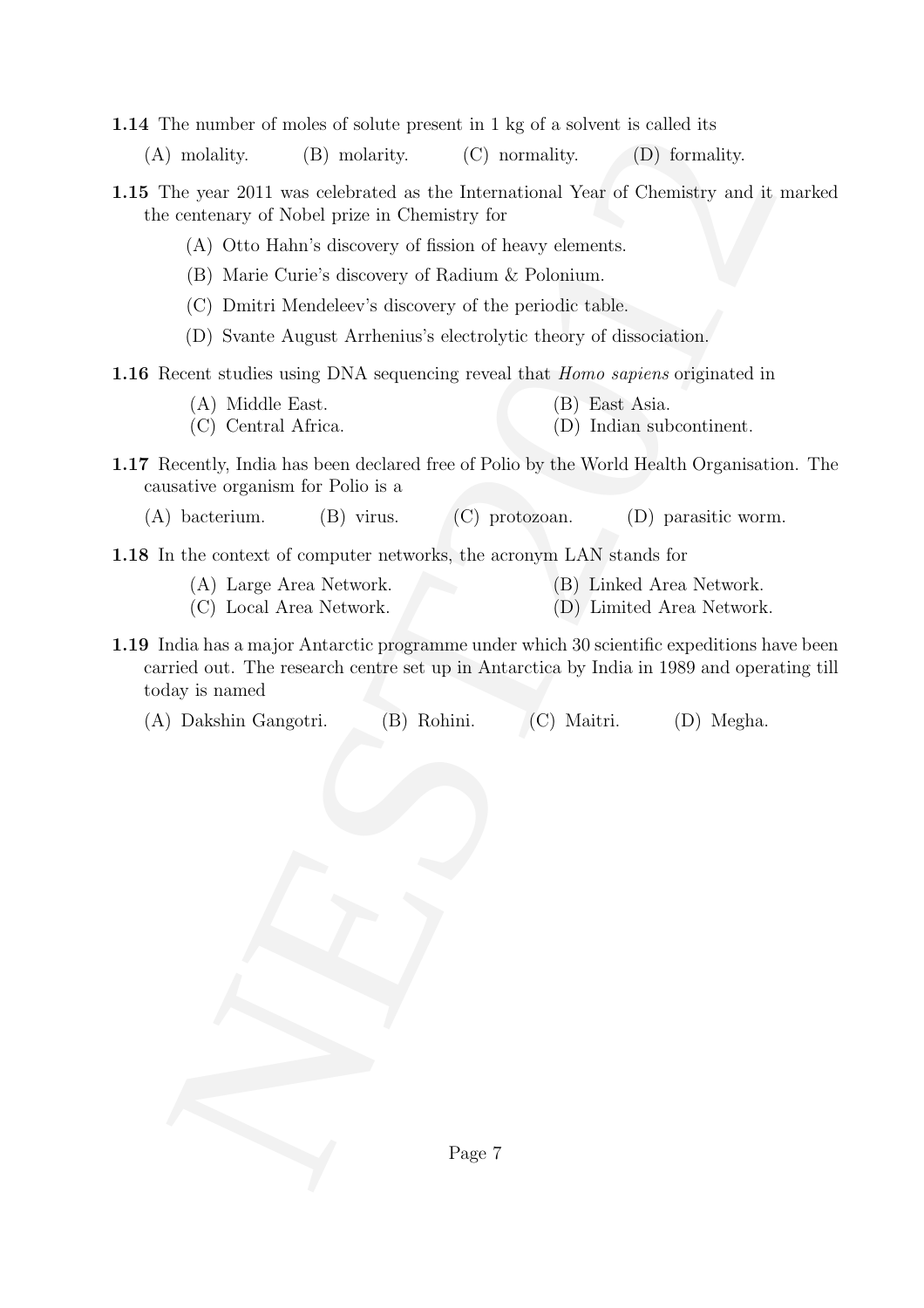**1.14** The number of moles of solute present in 1 kg of a solvent is called its

(A) molality. (B) molarity. (C) normality. (D) formality.

**1.15** The year 2011 was celebrated as the International Year of Chemistry and it marked the centenary of Nobel prize in Chemistry for

(A) Otto Hahn's discovery of fission of heavy elements.

(B) Marie Curie's discovery of Radium & Polonium.

(C) Dmitri Mendeleev's discovery of the periodic table.

(D) Svante August Arrhenius's electrolytic theory of dissociation.

**1.16** Recent studies using DNA sequencing reveal that *Homo sapiens* originated in

(A) Middle East. (B) East Asia.
(C) Central Africa. (D) Indian subcontinent.

**1.17** Recently, India has been declared free of Polio by the World Health Organisation. The causative organism for Polio is a

(A) bacterium. (B) virus. (C) protozoan. (D) parasitic worm.

**1.18** In the context of computer networks, the acronym LAN stands for

(A) Large Area Network. (B) Linked Area Network.
(C) Local Area Network. (D) Limited Area Network.

**1.19** India has a major Antarctic programme under which 30 scientific expeditions have been carried out. The research centre set up in Antarctica by India in 1989 and operating till today is named

(A) Dakshin Gangotri. (B) Rohini. (C) Maitri. (D) Megha.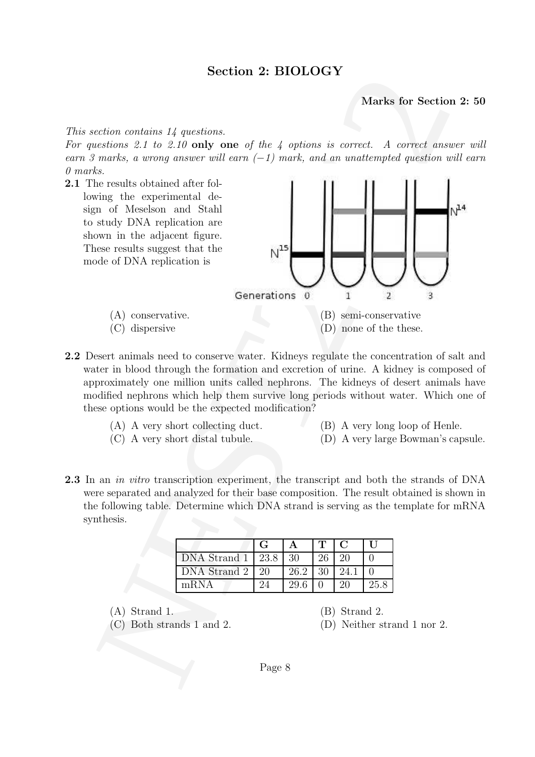## Section 2: BIOLOGY

**Marks for Section 2: 50**

*This section contains 14 questions.*

*For questions 2.1 to 2.10* **only one** *of the 4 options is correct. A correct answer will earn 3 marks, a wrong answer will earn (−1) mark, and an unattempted question will earn 0 marks.*

**2.1** The results obtained after following the experimental design of Meselson and Stahl to study DNA replication are shown in the adjacent figure. These results suggest that the mode of DNA replication is

(A) conservative.

(B) semi-conservative

(C) dispersive

(D) none of the these.

**2.2** Desert animals need to conserve water. Kidneys regulate the concentration of salt and water in blood through the formation and excretion of urine. A kidney is composed of approximately one million units called nephrons. The kidneys of desert animals have modified nephrons which help them survive long periods without water. Which one of these options would be the expected modification?

(A) A very short collecting duct.

(B) A very long loop of Henle.

(C) A very short distal tubule.

(D) A very large Bowman's capsule.

**2.3** In an *in vitro* transcription experiment, the transcript and both the strands of DNA were separated and analyzed for their base composition. The result obtained is shown in the following table. Determine which DNA strand is serving as the template for mRNA synthesis.

| | G | A | T | C | U |
|---|---|---|---|---|---|
| DNA Strand 1 | 23.8 | 30 | 26 | 20 | 0 |
| DNA Strand 2 | 20 | 26.2 | 30 | 24.1 | 0 |
| mRNA | 24 | 29.6 | 0 | 20 | 25.8 |

(A) Strand 1.

(B) Strand 2.

(C) Both strands 1 and 2.

(D) Neither strand 1 nor 2.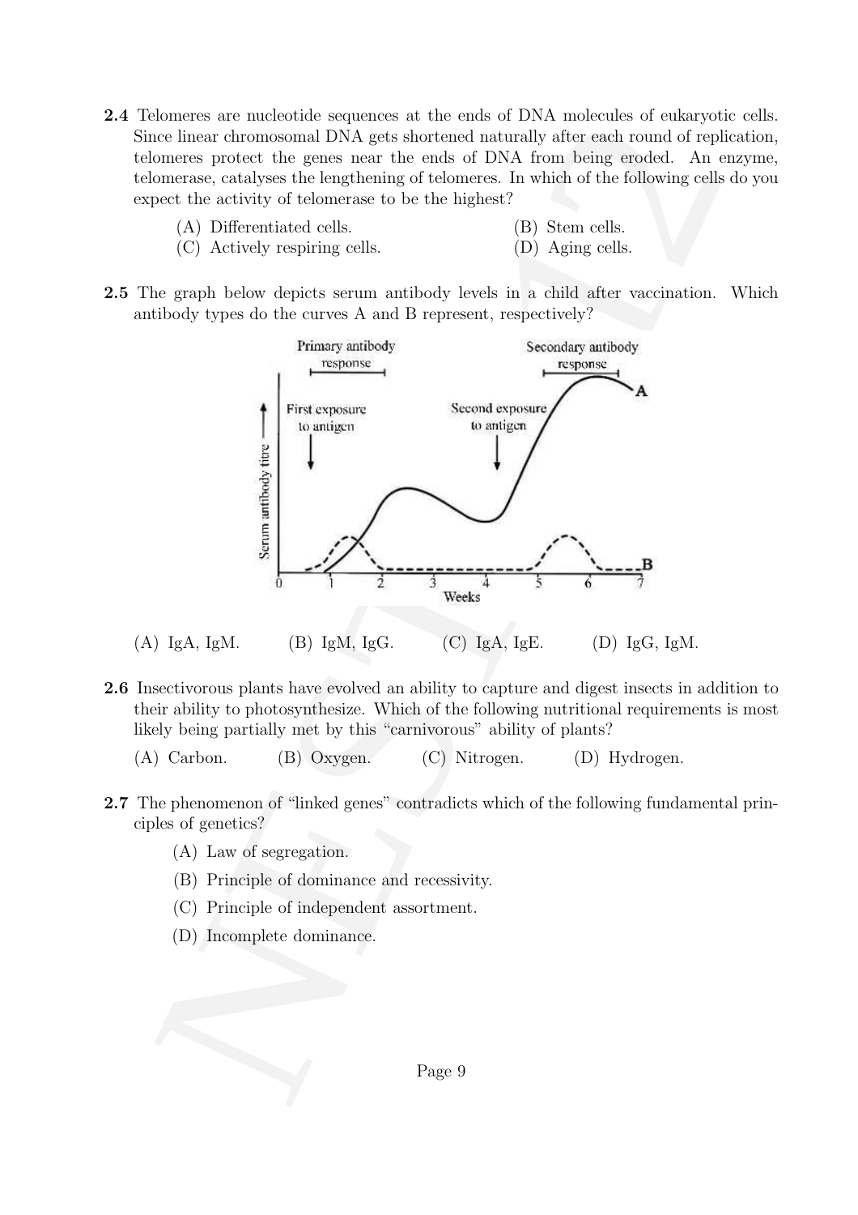**2.4** Telomeres are nucleotide sequences at the ends of DNA molecules of eukaryotic cells. Since linear chromosomal DNA gets shortened naturally after each round of replication, telomeres protect the genes near the ends of DNA from being eroded. An enzyme, telomerase, catalyses the lengthening of telomeres. In which of the following cells do you expect the activity of telomerase to be the highest?

(A) Differentiated cells.
(B) Stem cells.
(C) Actively respiring cells.
(D) Aging cells.

**2.5** The graph below depicts serum antibody levels in a child after vaccination. Which antibody types do the curves A and B represent, respectively?

(A) IgA, IgM. (B) IgM, IgG. (C) IgA, IgE. (D) IgG, IgM.

**2.6** Insectivorous plants have evolved an ability to capture and digest insects in addition to their ability to photosynthesize. Which of the following nutritional requirements is most likely being partially met by this "carnivorous" ability of plants?

(A) Carbon. (B) Oxygen. (C) Nitrogen. (D) Hydrogen.

**2.7** The phenomenon of "linked genes" contradicts which of the following fundamental principles of genetics?

(A) Law of segregation.

(B) Principle of dominance and recessivity.

(C) Principle of independent assortment.

(D) Incomplete dominance.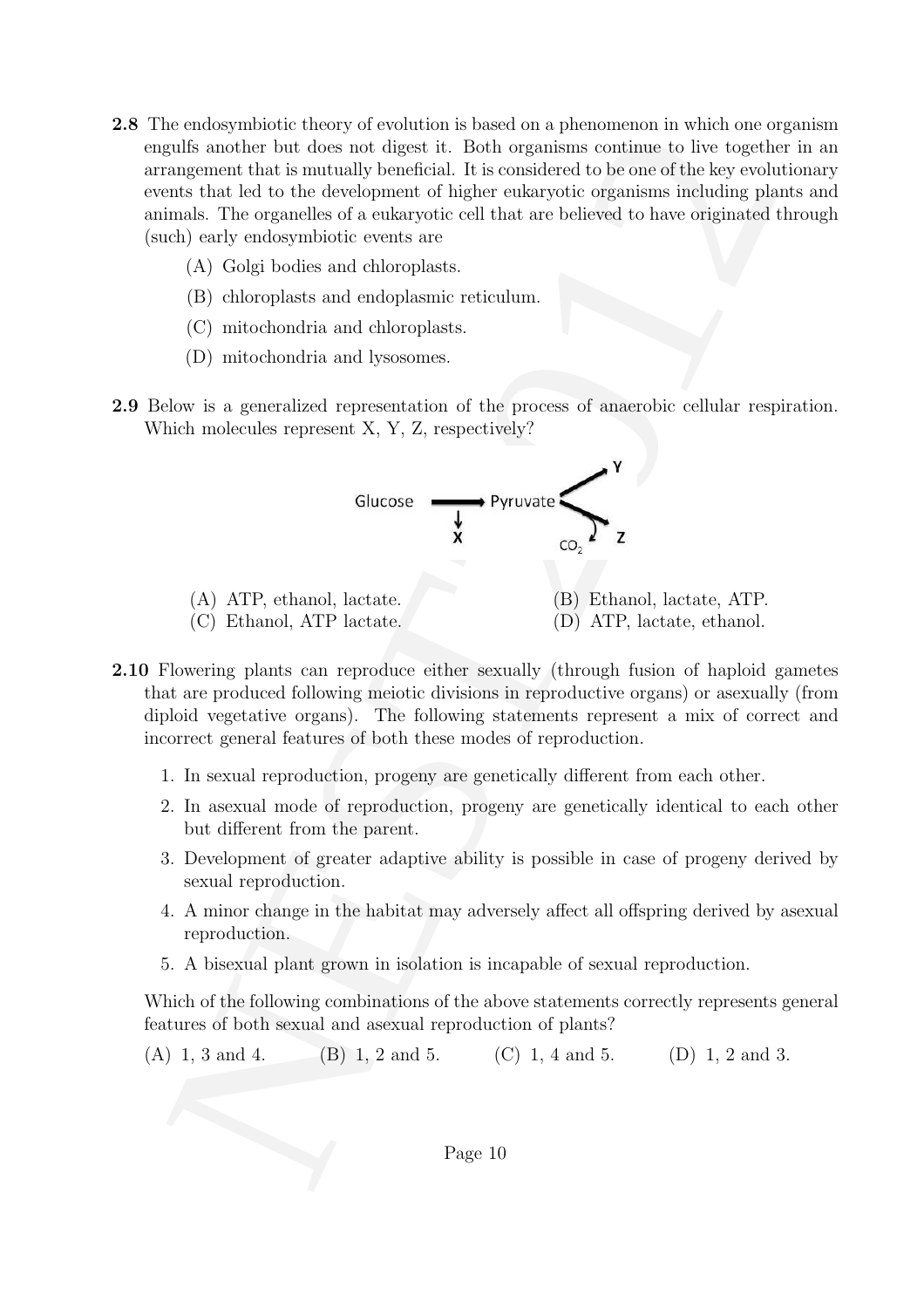**2.8** The endosymbiotic theory of evolution is based on a phenomenon in which one organism engulfs another but does not digest it. Both organisms continue to live together in an arrangement that is mutually beneficial. It is considered to be one of the key evolutionary events that led to the development of higher eukaryotic organisms including plants and animals. The organelles of a eukaryotic cell that are believed to have originated through (such) early endosymbiotic events are

(A) Golgi bodies and chloroplasts.

(B) chloroplasts and endoplasmic reticulum.

(C) mitochondria and chloroplasts.

(D) mitochondria and lysosomes.

**2.9** Below is a generalized representation of the process of anaerobic cellular respiration. Which molecules represent X, Y, Z, respectively?

Glucose → Pyruvate → Y; Pyruvate → Z (with $CO_2$ released); X produced from Glucose → Pyruvate

(A) ATP, ethanol, lactate.

(B) Ethanol, lactate, ATP.

(C) Ethanol, ATP lactate.

(D) ATP, lactate, ethanol.

**2.10** Flowering plants can reproduce either sexually (through fusion of haploid gametes that are produced following meiotic divisions in reproductive organs) or asexually (from diploid vegetative organs). The following statements represent a mix of correct and incorrect general features of both these modes of reproduction.

1. In sexual reproduction, progeny are genetically different from each other.
2. In asexual mode of reproduction, progeny are genetically identical to each other but different from the parent.
3. Development of greater adaptive ability is possible in case of progeny derived by sexual reproduction.
4. A minor change in the habitat may adversely affect all offspring derived by asexual reproduction.
5. A bisexual plant grown in isolation is incapable of sexual reproduction.

Which of the following combinations of the above statements correctly represents general features of both sexual and asexual reproduction of plants?

(A) 1, 3 and 4.  (B) 1, 2 and 5.  (C) 1, 4 and 5.  (D) 1, 2 and 3.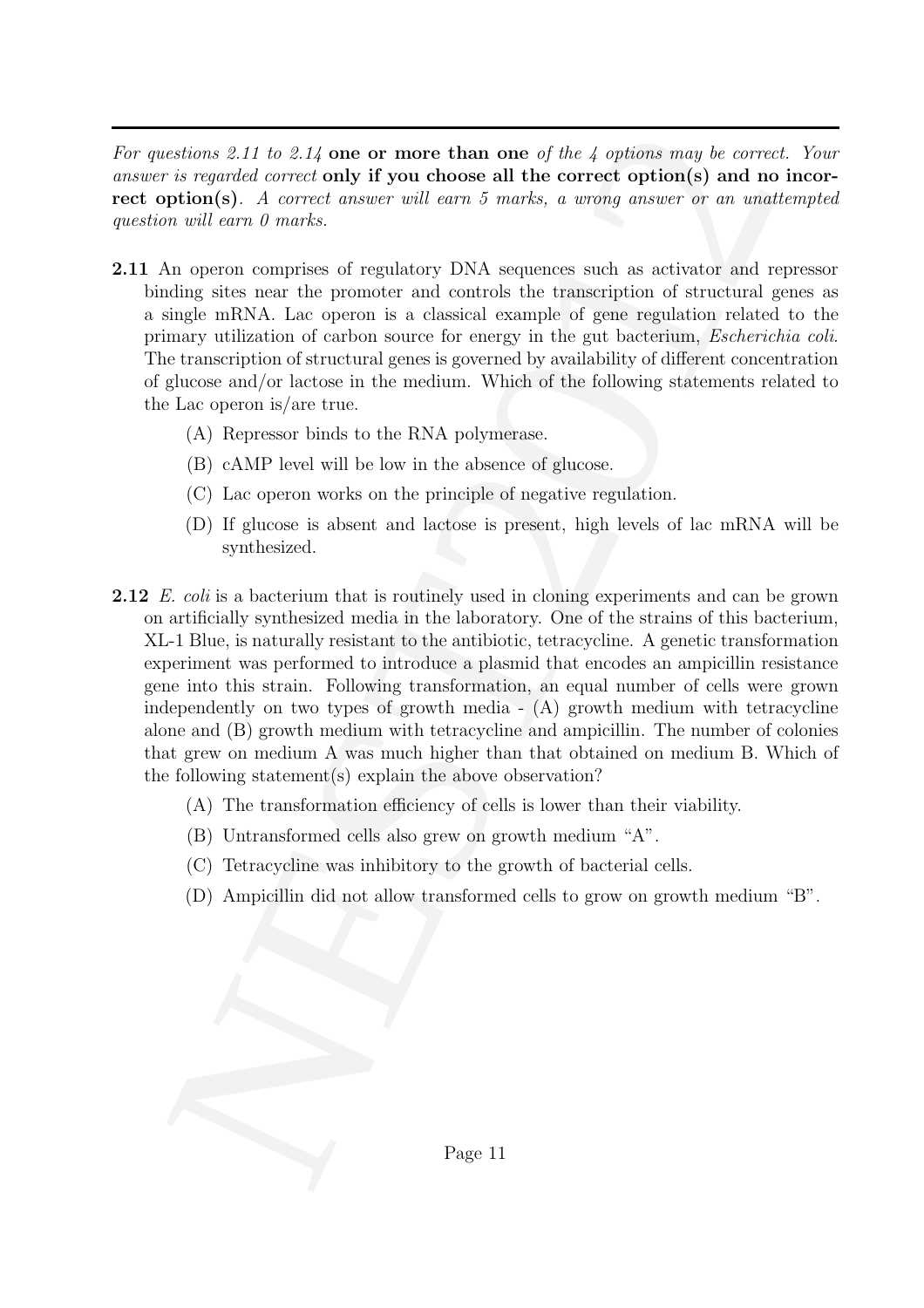*For questions 2.11 to 2.14* **one or more than one** *of the 4 options may be correct. Your answer is regarded correct* **only if you choose all the correct option(s) and no incorrect option(s)**. *A correct answer will earn 5 marks, a wrong answer or an unattempted question will earn 0 marks.*

**2.11** An operon comprises of regulatory DNA sequences such as activator and repressor binding sites near the promoter and controls the transcription of structural genes as a single mRNA. Lac operon is a classical example of gene regulation related to the primary utilization of carbon source for energy in the gut bacterium, *Escherichia coli*. The transcription of structural genes is governed by availability of different concentration of glucose and/or lactose in the medium. Which of the following statements related to the Lac operon is/are true.

(A) Repressor binds to the RNA polymerase.

(B) cAMP level will be low in the absence of glucose.

(C) Lac operon works on the principle of negative regulation.

(D) If glucose is absent and lactose is present, high levels of lac mRNA will be synthesized.

**2.12** *E. coli* is a bacterium that is routinely used in cloning experiments and can be grown on artificially synthesized media in the laboratory. One of the strains of this bacterium, XL-1 Blue, is naturally resistant to the antibiotic, tetracycline. A genetic transformation experiment was performed to introduce a plasmid that encodes an ampicillin resistance gene into this strain. Following transformation, an equal number of cells were grown independently on two types of growth media - (A) growth medium with tetracycline alone and (B) growth medium with tetracycline and ampicillin. The number of colonies that grew on medium A was much higher than that obtained on medium B. Which of the following statement(s) explain the above observation?

(A) The transformation efficiency of cells is lower than their viability.

(B) Untransformed cells also grew on growth medium "A".

(C) Tetracycline was inhibitory to the growth of bacterial cells.

(D) Ampicillin did not allow transformed cells to grow on growth medium "B".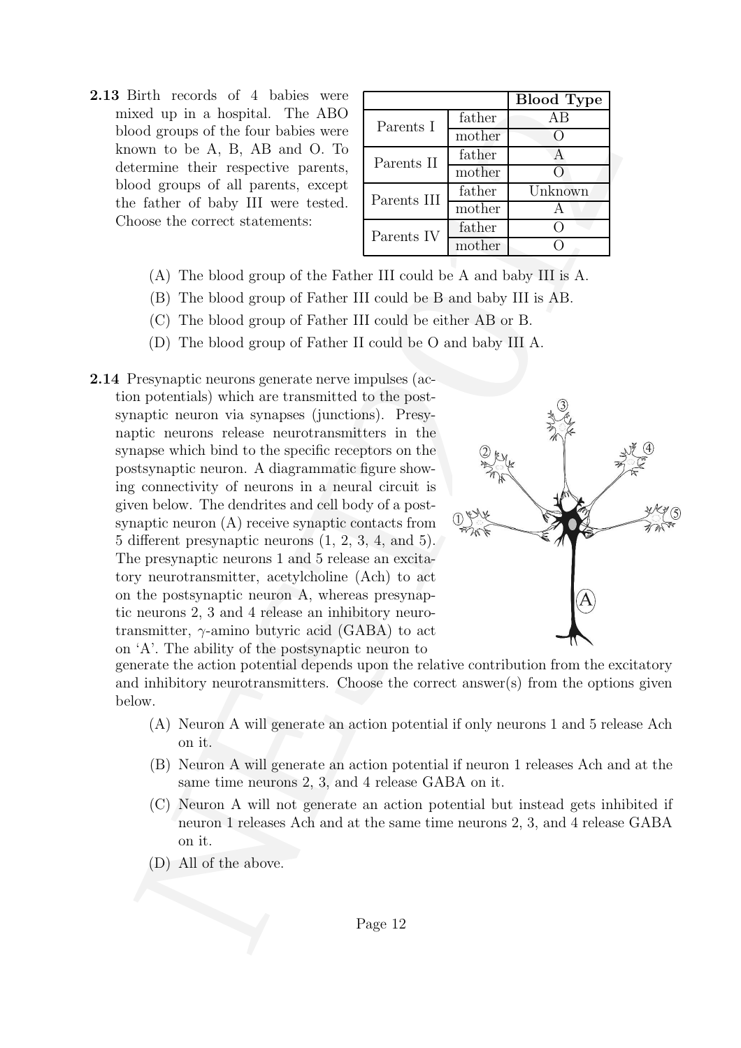**2.13** Birth records of 4 babies were mixed up in a hospital. The ABO blood groups of the four babies were known to be A, B, AB and O. To determine their respective parents, blood groups of all parents, except the father of baby III were tested. Choose the correct statements:

| | | **Blood Type** |
|---|---|---|
| Parents I | father | AB |
| | mother | O |
| Parents II | father | A |
| | mother | O |
| Parents III | father | Unknown |
| | mother | A |
| Parents IV | father | O |
| | mother | O |

(A) The blood group of the Father III could be A and baby III is A.

(B) The blood group of Father III could be B and baby III is AB.

(C) The blood group of Father III could be either AB or B.

(D) The blood group of Father II could be O and baby III A.

**2.14** Presynaptic neurons generate nerve impulses (action potentials) which are transmitted to the postsynaptic neuron via synapses (junctions). Presynaptic neurons release neurotransmitters in the synapse which bind to the specific receptors on the postsynaptic neuron. A diagrammatic figure showing connectivity of neurons in a neural circuit is given below. The dendrites and cell body of a postsynaptic neuron (A) receive synaptic contacts from 5 different presynaptic neurons (1, 2, 3, 4, and 5). The presynaptic neurons 1 and 5 release an excitatory neurotransmitter, acetylcholine (Ach) to act on the postsynaptic neuron A, whereas presynaptic neurons 2, 3 and 4 release an inhibitory neurotransmitter, $\gamma$-amino butyric acid (GABA) to act on 'A'. The ability of the postsynaptic neuron to generate the action potential depends upon the relative contribution from the excitatory and inhibitory neurotransmitters. Choose the correct answer(s) from the options given below.

(A) Neuron A will generate an action potential if only neurons 1 and 5 release Ach on it.

(B) Neuron A will generate an action potential if neuron 1 releases Ach and at the same time neurons 2, 3, and 4 release GABA on it.

(C) Neuron A will not generate an action potential but instead gets inhibited if neuron 1 releases Ach and at the same time neurons 2, 3, and 4 release GABA on it.

(D) All of the above.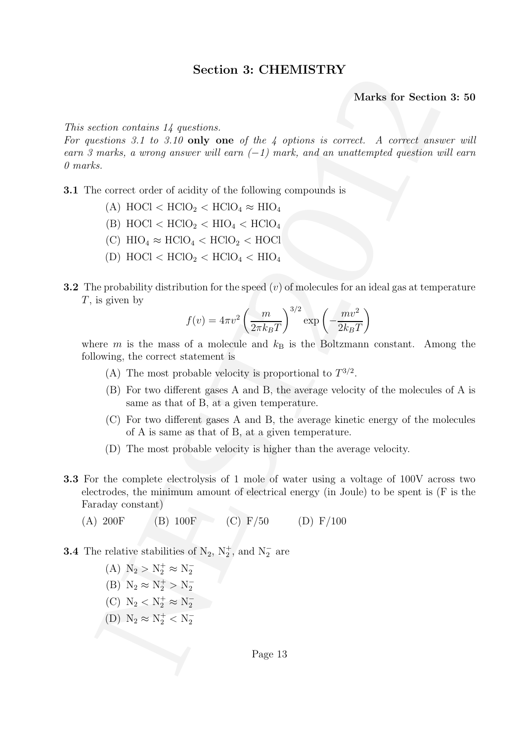# Section 3: CHEMISTRY

**Marks for Section 3: 50**

*This section contains 14 questions.*
*For questions 3.1 to 3.10* **only one** *of the 4 options is correct. A correct answer will earn 3 marks, a wrong answer will earn (−1) mark, and an unattempted question will earn 0 marks.*

**3.1** The correct order of acidity of the following compounds is

(A) $HOCl < HClO_2 < HClO_4 \approx HIO_4$

(B) $HOCl < HClO_2 < HIO_4 < HClO_4$

(C) $HIO_4 \approx HClO_4 < HClO_2 < HOCl$

(D) $HOCl < HClO_2 < HClO_4 < HIO_4$

**3.2** The probability distribution for the speed ($v$) of molecules for an ideal gas at temperature $T$, is given by

$$f(v) = 4\pi v^2 \left(\frac{m}{2\pi k_B T}\right)^{3/2} \exp\left(-\frac{mv^2}{2k_B T}\right)$$

where $m$ is the mass of a molecule and $k_B$ is the Boltzmann constant. Among the following, the correct statement is

(A) The most probable velocity is proportional to $T^{3/2}$.

(B) For two different gases A and B, the average velocity of the molecules of A is same as that of B, at a given temperature.

(C) For two different gases A and B, the average kinetic energy of the molecules of A is same as that of B, at a given temperature.

(D) The most probable velocity is higher than the average velocity.

**3.3** For the complete electrolysis of 1 mole of water using a voltage of 100V across two electrodes, the minimum amount of electrical energy (in Joule) to be spent is (F is the Faraday constant)

(A) 200F (B) 100F (C) F/50 (D) F/100

**3.4** The relative stabilities of $N_2$, $N_2^+$, and $N_2^-$ are

(A) $N_2 > N_2^+ \approx N_2^-$

(B) $N_2 \approx N_2^+ > N_2^-$

(C) $N_2 < N_2^+ \approx N_2^-$

(D) $N_2 \approx N_2^+ < N_2^-$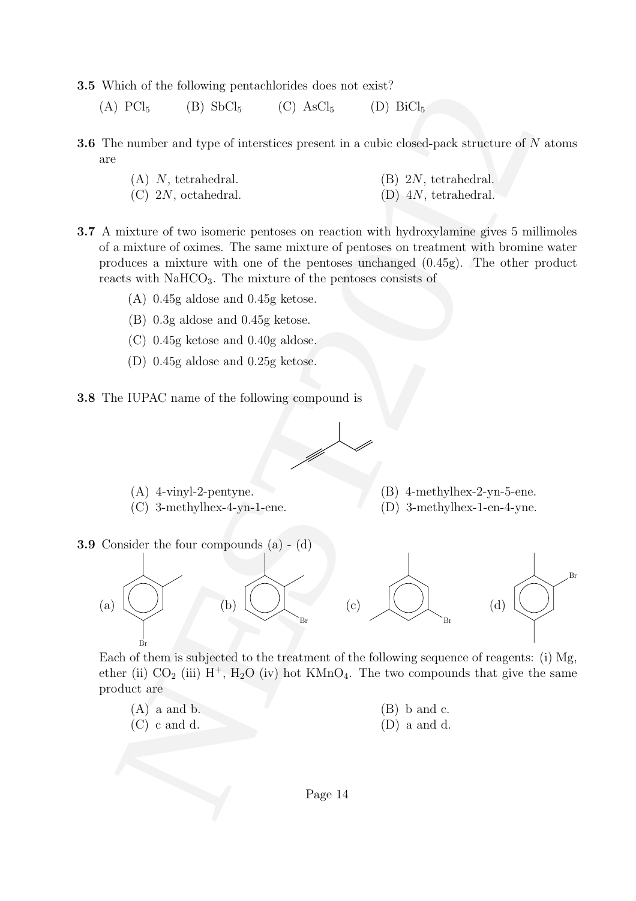**3.5** Which of the following pentachlorides does not exist?

(A) $PCl_5$ (B) $SbCl_5$ (C) $AsCl_5$ (D) $BiCl_5$

**3.6** The number and type of interstices present in a cubic closed-pack structure of $N$ atoms are

(A) $N$, tetrahedral.
(B) $2N$, tetrahedral.
(C) $2N$, octahedral.
(D) $4N$, tetrahedral.

**3.7** A mixture of two isomeric pentoses on reaction with hydroxylamine gives 5 millimoles of a mixture of oximes. The same mixture of pentoses on treatment with bromine water produces a mixture with one of the pentoses unchanged (0.45g). The other product reacts with $NaHCO_3$. The mixture of the pentoses consists of

(A) 0.45g aldose and 0.45g ketose.

(B) 0.3g aldose and 0.45g ketose.

(C) 0.45g ketose and 0.40g aldose.

(D) 0.45g aldose and 0.25g ketose.

**3.8** The IUPAC name of the following compound is

(A) 4-vinyl-2-pentyne.
(B) 4-methylhex-2-yn-5-ene.
(C) 3-methylhex-4-yn-1-ene.
(D) 3-methylhex-1-en-4-yne.

**3.9** Consider the four compounds (a) - (d)

(a) (b) (c) (d)

Each of them is subjected to the treatment of the following sequence of reagents: (i) Mg, ether (ii) $CO_2$ (iii) $H^+$, $H_2O$ (iv) hot $KMnO_4$. The two compounds that give the same product are

(A) a and b.
(B) b and c.
(C) c and d.
(D) a and d.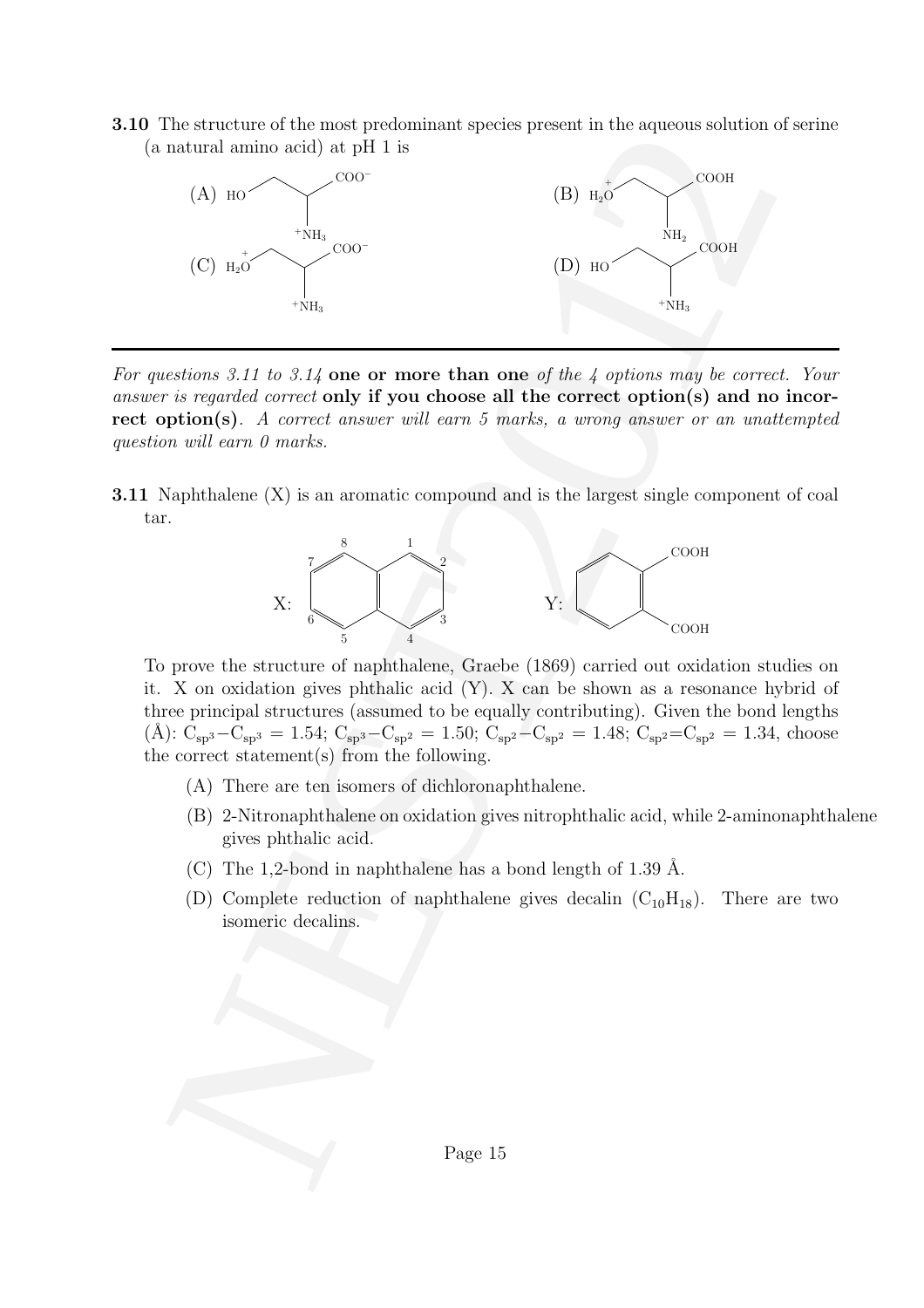**3.10** The structure of the most predominant species present in the aqueous solution of serine (a natural amino acid) at pH 1 is

(A) $HO-CH_2-CH(^+NH_3)-COO^-$

(B) $H_2\overset{+}{O}-CH_2-CH(NH_2)-COOH$

(C) $H_2\overset{+}{O}-CH_2-CH(^+NH_3)-COO^-$

(D) $HO-CH_2-CH(^+NH_3)-COOH$

---

*For questions 3.11 to 3.14* **one or more than one** *of the 4 options may be correct. Your answer is regarded correct* **only if you choose all the correct option(s) and no incorrect option(s)**. *A correct answer will earn 5 marks, a wrong answer or an unattempted question will earn 0 marks.*

**3.11** Naphthalene (X) is an aromatic compound and is the largest single component of coal tar.

X: naphthalene (positions numbered 1–8)  Y: phthalic acid (benzene-1,2-dicarboxylic acid, COOH, COOH)

To prove the structure of naphthalene, Graebe (1869) carried out oxidation studies on it. X on oxidation gives phthalic acid (Y). X can be shown as a resonance hybrid of three principal structures (assumed to be equally contributing). Given the bond lengths (Å): $C_{sp^3}-C_{sp^3}$ = 1.54; $C_{sp^3}-C_{sp^2}$ = 1.50; $C_{sp^2}-C_{sp^2}$ = 1.48; $C_{sp^2}{=}C_{sp^2}$ = 1.34, choose the correct statement(s) from the following.

(A) There are ten isomers of dichloronaphthalene.

(B) 2-Nitronaphthalene on oxidation gives nitrophthalic acid, while 2-aminonaphthalene gives phthalic acid.

(C) The 1,2-bond in naphthalene has a bond length of 1.39 Å.

(D) Complete reduction of naphthalene gives decalin ($C_{10}H_{18}$). There are two isomeric decalins.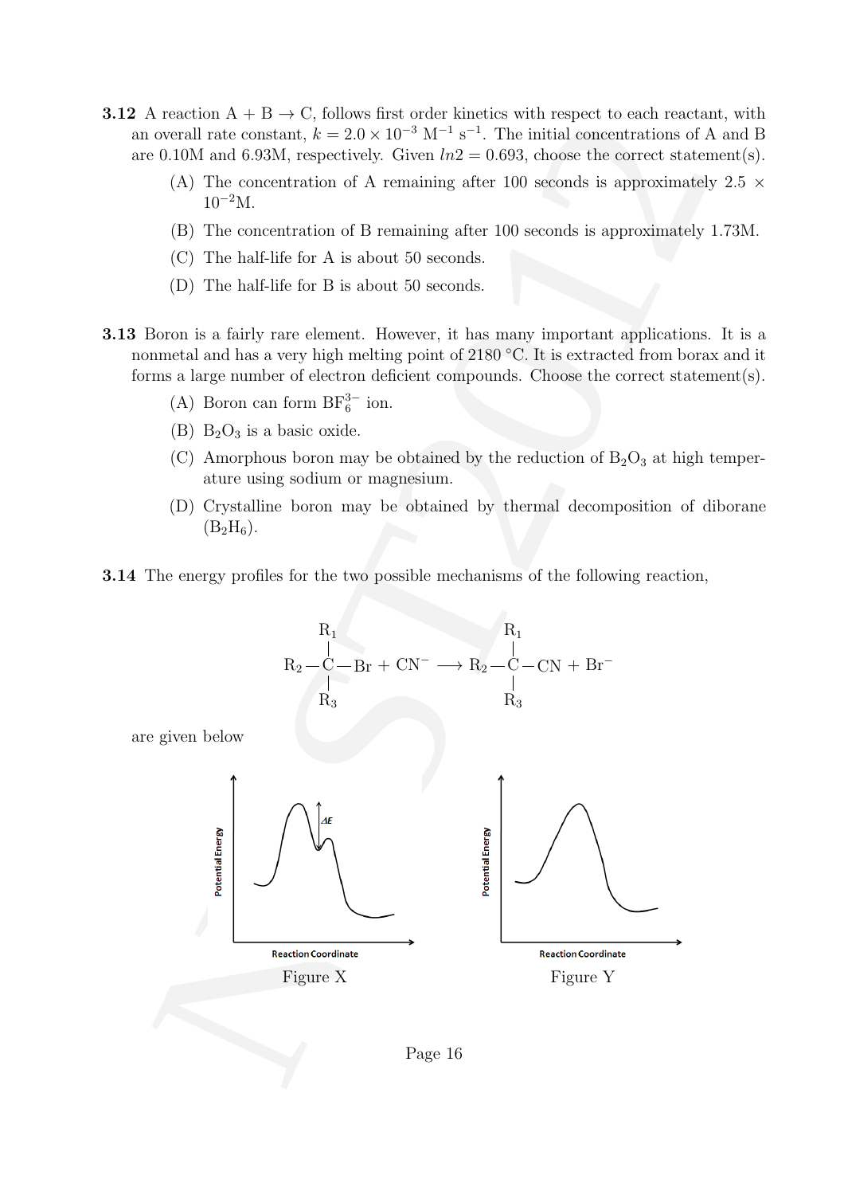**3.12** A reaction A + B → C, follows first order kinetics with respect to each reactant, with an overall rate constant, $k = 2.0 \times 10^{-3}$ M$^{-1}$ s$^{-1}$. The initial concentrations of A and B are 0.10M and 6.93M, respectively. Given $ln2 = 0.693$, choose the correct statement(s).

(A) The concentration of A remaining after 100 seconds is approximately $2.5 \times 10^{-2}$M.

(B) The concentration of B remaining after 100 seconds is approximately 1.73M.

(C) The half-life for A is about 50 seconds.

(D) The half-life for B is about 50 seconds.

**3.13** Boron is a fairly rare element. However, it has many important applications. It is a nonmetal and has a very high melting point of 2180 °C. It is extracted from borax and it forms a large number of electron deficient compounds. Choose the correct statement(s).

(A) Boron can form $BF_6^{3-}$ ion.

(B) $B_2O_3$ is a basic oxide.

(C) Amorphous boron may be obtained by the reduction of $B_2O_3$ at high temperature using sodium or magnesium.

(D) Crystalline boron may be obtained by thermal decomposition of diborane ($B_2H_6$).

**3.14** The energy profiles for the two possible mechanisms of the following reaction,

$$R_2-\overset{\displaystyle R_1}{\underset{\displaystyle R_3}{\overset{|}{\underset{|}{C}}}}-Br + CN^- \longrightarrow R_2-\overset{\displaystyle R_1}{\underset{\displaystyle R_3}{\overset{|}{\underset{|}{C}}}}-CN + Br^-$$

are given below

Figure X

Figure Y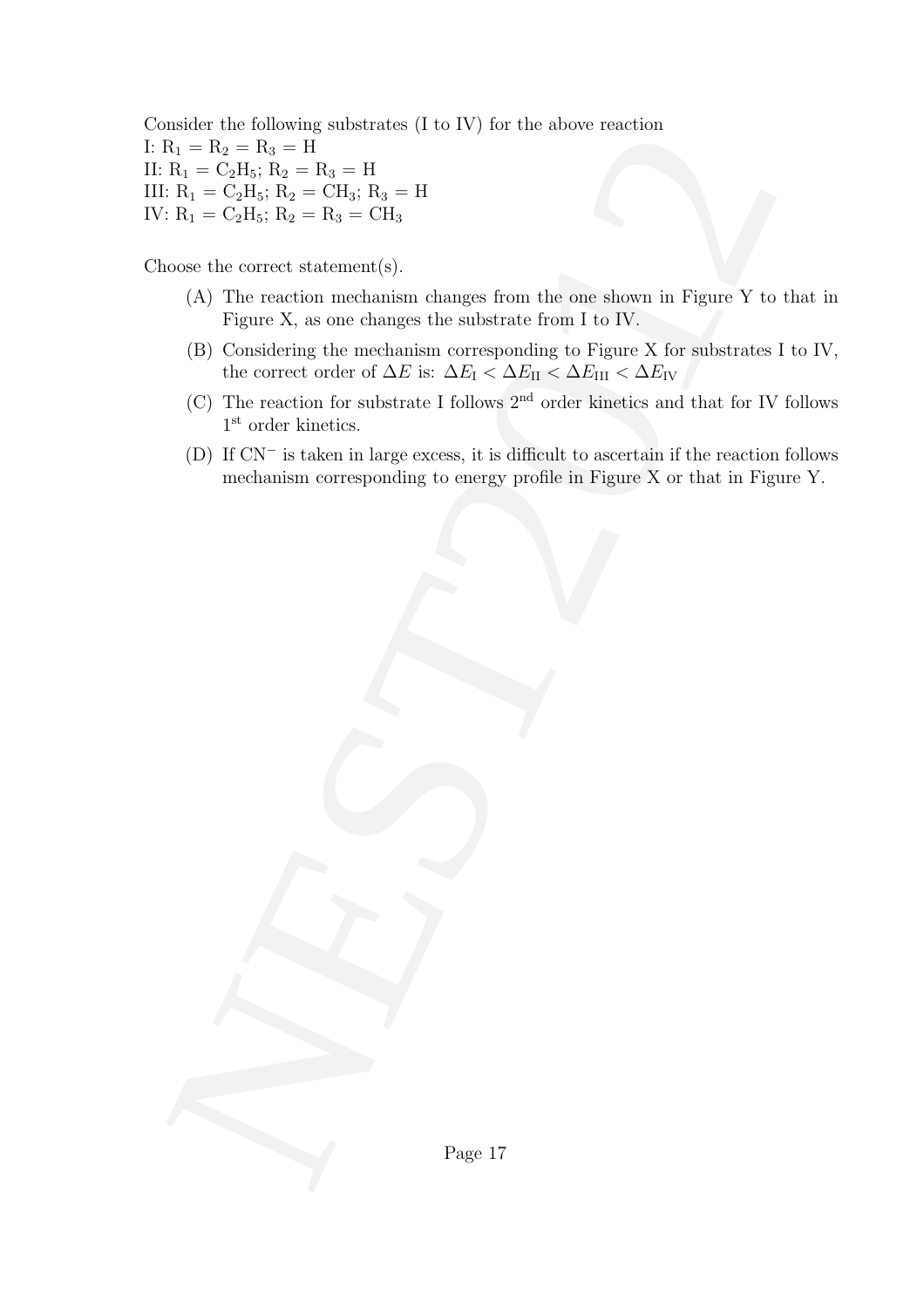Consider the following substrates (I to IV) for the above reaction

I: $R_1 = R_2 = R_3 = H$

II: $R_1 = C_2H_5$; $R_2 = R_3 = H$

III: $R_1 = C_2H_5$; $R_2 = CH_3$; $R_3 = H$

IV: $R_1 = C_2H_5$; $R_2 = R_3 = CH_3$

Choose the correct statement(s).

(A) The reaction mechanism changes from the one shown in Figure Y to that in Figure X, as one changes the substrate from I to IV.

(B) Considering the mechanism corresponding to Figure X for substrates I to IV, the correct order of $\Delta E$ is: $\Delta E_{\text{I}} < \Delta E_{\text{II}} < \Delta E_{\text{III}} < \Delta E_{\text{IV}}$

(C) The reaction for substrate I follows 2nd order kinetics and that for IV follows 1st order kinetics.

(D) If $CN^-$ is taken in large excess, it is difficult to ascertain if the reaction follows mechanism corresponding to energy profile in Figure X or that in Figure Y.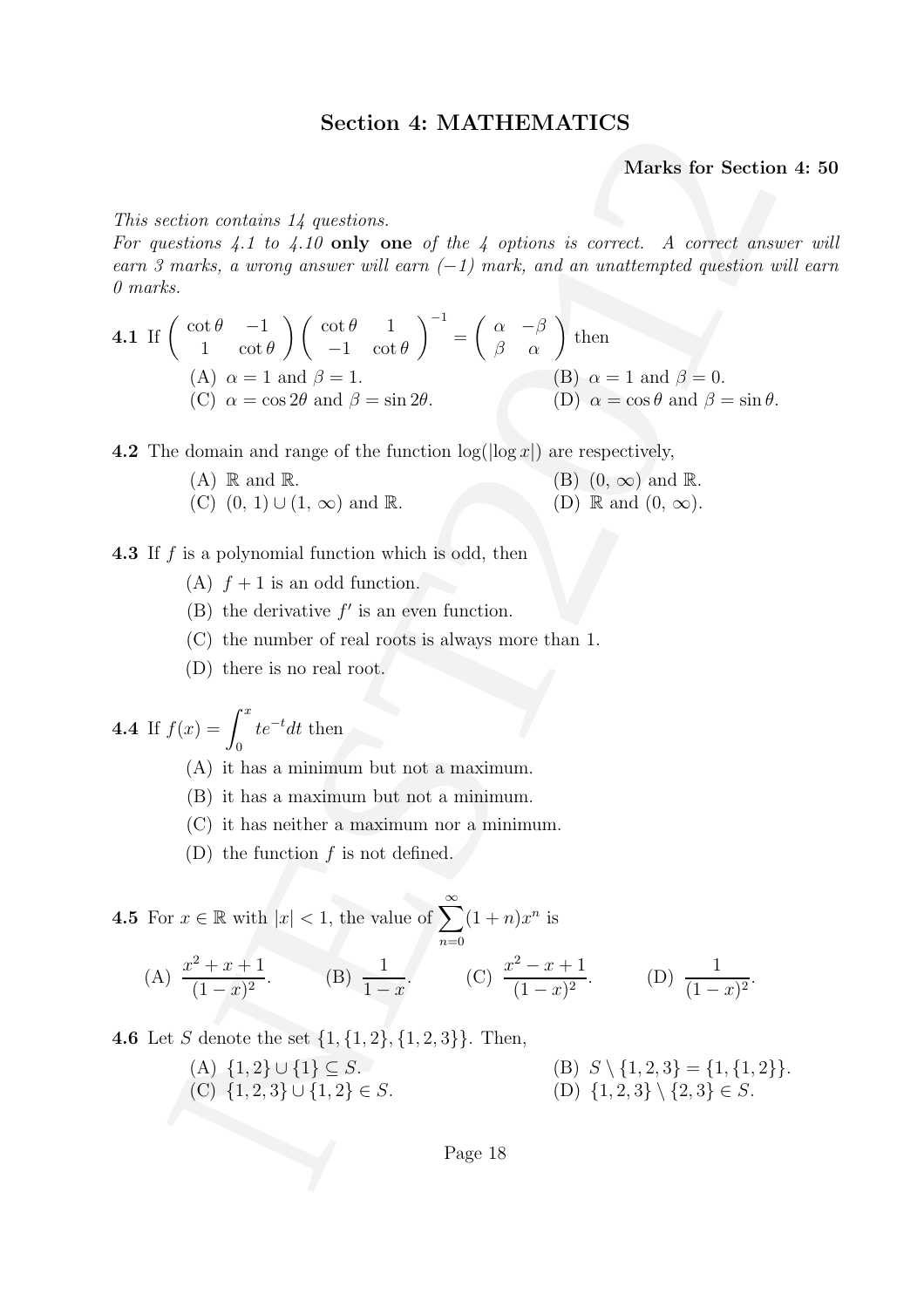## Section 4: MATHEMATICS

**Marks for Section 4: 50**

*This section contains 14 questions.*

*For questions 4.1 to 4.10* **only one** *of the 4 options is correct. A correct answer will earn 3 marks, a wrong answer will earn (−1) mark, and an unattempted question will earn 0 marks.*

**4.1** If $\begin{pmatrix} \cot\theta & -1 \\ 1 & \cot\theta \end{pmatrix} \begin{pmatrix} \cot\theta & 1 \\ -1 & \cot\theta \end{pmatrix}^{-1} = \begin{pmatrix} \alpha & -\beta \\ \beta & \alpha \end{pmatrix}$ then

(A) $\alpha = 1$ and $\beta = 1$.
(B) $\alpha = 1$ and $\beta = 0$.
(C) $\alpha = \cos 2\theta$ and $\beta = \sin 2\theta$.
(D) $\alpha = \cos\theta$ and $\beta = \sin\theta$.

**4.2** The domain and range of the function $\log(|\log x|)$ are respectively,

(A) $\mathbb{R}$ and $\mathbb{R}$.
(B) $(0, \infty)$ and $\mathbb{R}$.
(C) $(0, 1) \cup (1, \infty)$ and $\mathbb{R}$.
(D) $\mathbb{R}$ and $(0, \infty)$.

**4.3** If $f$ is a polynomial function which is odd, then

(A) $f + 1$ is an odd function.
(B) the derivative $f'$ is an even function.
(C) the number of real roots is always more than 1.
(D) there is no real root.

**4.4** If $f(x) = \int_0^x te^{-t}dt$ then

(A) it has a minimum but not a maximum.
(B) it has a maximum but not a minimum.
(C) it has neither a maximum nor a minimum.
(D) the function $f$ is not defined.

**4.5** For $x \in \mathbb{R}$ with $|x| < 1$, the value of $\sum_{n=0}^{\infty}(1+n)x^n$ is

(A) $\dfrac{x^2+x+1}{(1-x)^2}$.
(B) $\dfrac{1}{1-x}$.
(C) $\dfrac{x^2-x+1}{(1-x)^2}$.
(D) $\dfrac{1}{(1-x)^2}$.

**4.6** Let $S$ denote the set $\{1, \{1, 2\}, \{1, 2, 3\}\}$. Then,

(A) $\{1, 2\} \cup \{1\} \subseteq S$.
(B) $S \setminus \{1, 2, 3\} = \{1, \{1, 2\}\}$.
(C) $\{1, 2, 3\} \cup \{1, 2\} \in S$.
(D) $\{1, 2, 3\} \setminus \{2, 3\} \in S$.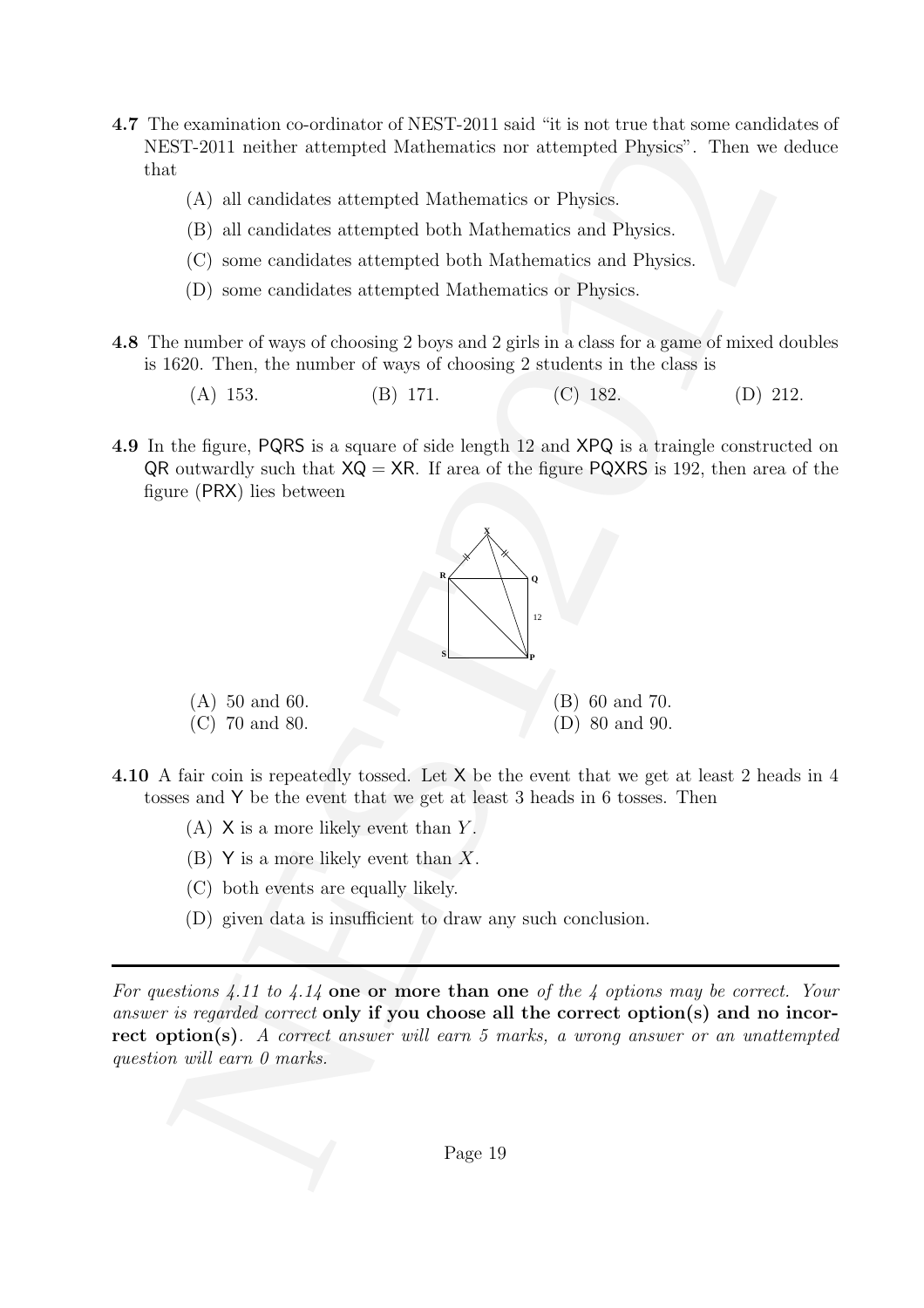**4.7** The examination co-ordinator of NEST-2011 said "it is not true that some candidates of NEST-2011 neither attempted Mathematics nor attempted Physics". Then we deduce that

(A) all candidates attempted Mathematics or Physics.

(B) all candidates attempted both Mathematics and Physics.

(C) some candidates attempted both Mathematics and Physics.

(D) some candidates attempted Mathematics or Physics.

**4.8** The number of ways of choosing 2 boys and 2 girls in a class for a game of mixed doubles is 1620. Then, the number of ways of choosing 2 students in the class is

(A) 153. (B) 171. (C) 182. (D) 212.

**4.9** In the figure, PQRS is a square of side length 12 and XPQ is a traingle constructed on QR outwardly such that XQ = XR. If area of the figure PQXRS is 192, then area of the figure (PRX) lies between

(A) 50 and 60. (B) 60 and 70.
(C) 70 and 80. (D) 80 and 90.

**4.10** A fair coin is repeatedly tossed. Let X be the event that we get at least 2 heads in 4 tosses and Y be the event that we get at least 3 heads in 6 tosses. Then

(A) X is a more likely event than $Y$.

(B) Y is a more likely event than $X$.

(C) both events are equally likely.

(D) given data is insufficient to draw any such conclusion.

---

*For questions 4.11 to 4.14* **one or more than one** *of the 4 options may be correct. Your answer is regarded correct* **only if you choose all the correct option(s) and no incorrect option(s)**. *A correct answer will earn 5 marks, a wrong answer or an unattempted question will earn 0 marks.*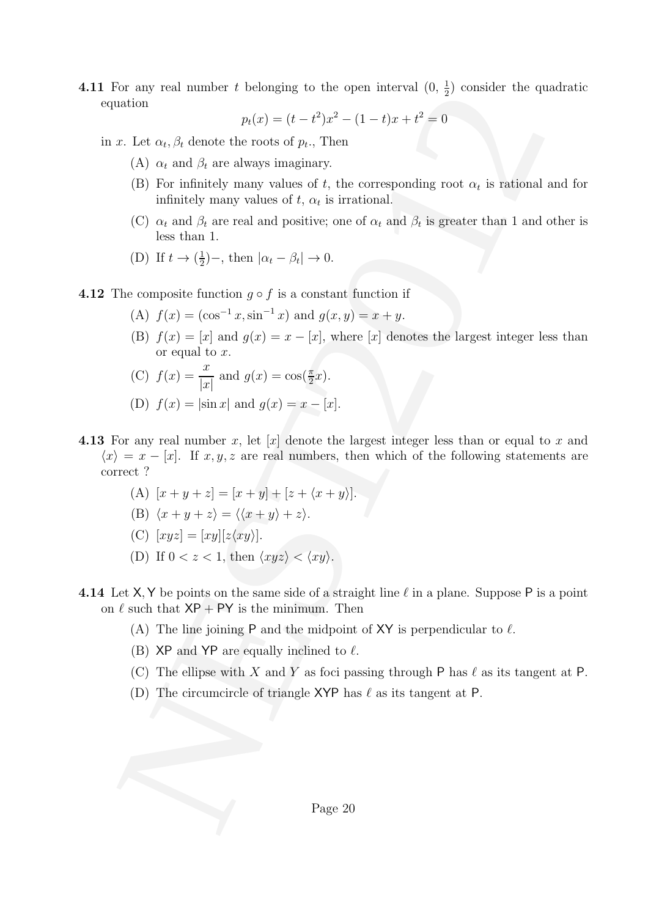**4.11** For any real number $t$ belonging to the open interval $(0, \frac{1}{2})$ consider the quadratic equation

$$p_t(x) = (t - t^2)x^2 - (1-t)x + t^2 = 0$$

in $x$. Let $\alpha_t, \beta_t$ denote the roots of $p_t$., Then

- (A) $\alpha_t$ and $\beta_t$ are always imaginary.
- (B) For infinitely many values of $t$, the corresponding root $\alpha_t$ is rational and for infinitely many values of $t$, $\alpha_t$ is irrational.
- (C) $\alpha_t$ and $\beta_t$ are real and positive; one of $\alpha_t$ and $\beta_t$ is greater than 1 and other is less than 1.
- (D) If $t \to (\frac{1}{2})-$, then $|\alpha_t - \beta_t| \to 0$.

**4.12** The composite function $g \circ f$ is a constant function if

- (A) $f(x) = (\cos^{-1} x, \sin^{-1} x)$ and $g(x, y) = x + y$.
- (B) $f(x) = [x]$ and $g(x) = x - [x]$, where $[x]$ denotes the largest integer less than or equal to $x$.
- (C) $f(x) = \dfrac{x}{|x|}$ and $g(x) = \cos(\frac{\pi}{2}x)$.
- (D) $f(x) = |\sin x|$ and $g(x) = x - [x]$.

**4.13** For any real number $x$, let $[x]$ denote the largest integer less than or equal to $x$ and $\langle x \rangle = x - [x]$. If $x, y, z$ are real numbers, then which of the following statements are correct ?

- (A) $[x + y + z] = [x + y] + [z + \langle x + y \rangle]$.
- (B) $\langle x + y + z \rangle = \langle \langle x + y \rangle + z \rangle$.
- (C) $[xyz] = [xy][z\langle xy \rangle]$.
- (D) If $0 < z < 1$, then $\langle xyz \rangle < \langle xy \rangle$.

**4.14** Let X, Y be points on the same side of a straight line $\ell$ in a plane. Suppose P is a point on $\ell$ such that XP + PY is the minimum. Then

- (A) The line joining P and the midpoint of XY is perpendicular to $\ell$.
- (B) XP and YP are equally inclined to $\ell$.
- (C) The ellipse with $X$ and $Y$ as foci passing through P has $\ell$ as its tangent at P.
- (D) The circumcircle of triangle XYP has $\ell$ as its tangent at P.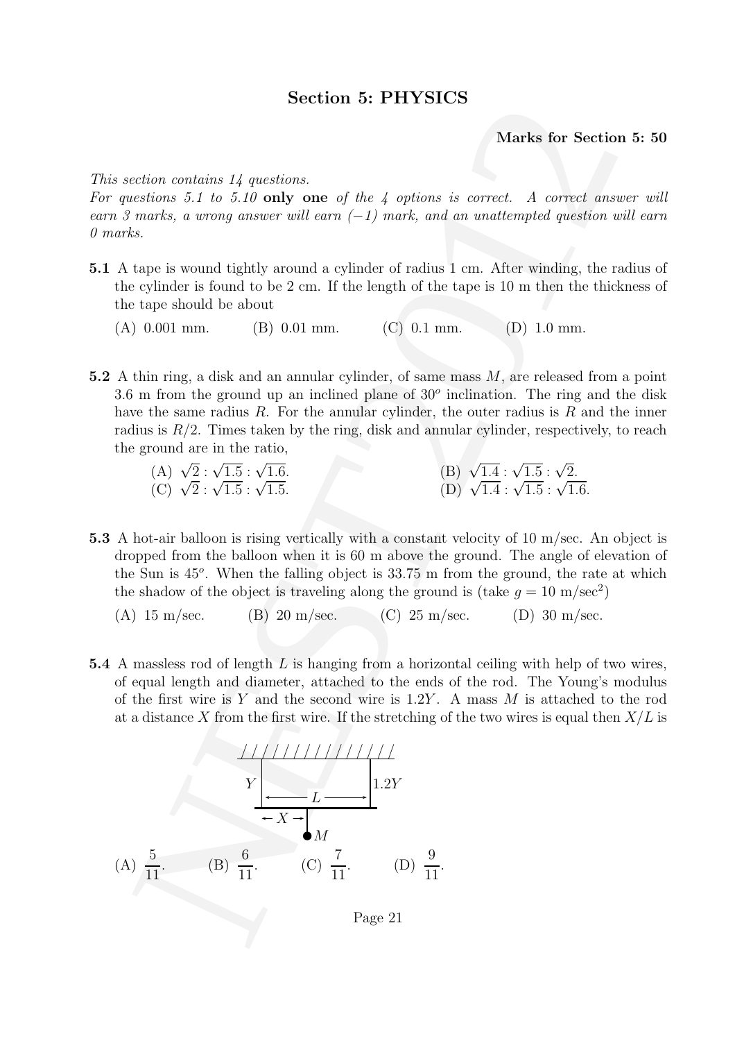## Section 5: PHYSICS

**Marks for Section 5: 50**

*This section contains 14 questions.*
*For questions 5.1 to 5.10* **only one** *of the 4 options is correct. A correct answer will earn 3 marks, a wrong answer will earn (−1) mark, and an unattempted question will earn 0 marks.*

**5.1** A tape is wound tightly around a cylinder of radius 1 cm. After winding, the radius of the cylinder is found to be 2 cm. If the length of the tape is 10 m then the thickness of the tape should be about

(A) 0.001 mm. (B) 0.01 mm. (C) 0.1 mm. (D) 1.0 mm.

**5.2** A thin ring, a disk and an annular cylinder, of same mass $M$, are released from a point 3.6 m from the ground up an inclined plane of $30^o$ inclination. The ring and the disk have the same radius $R$. For the annular cylinder, the outer radius is $R$ and the inner radius is $R/2$. Times taken by the ring, disk and annular cylinder, respectively, to reach the ground are in the ratio,

(A) $\sqrt{2} : \sqrt{1.5} : \sqrt{1.6}$.
(B) $\sqrt{1.4} : \sqrt{1.5} : \sqrt{2}$.
(C) $\sqrt{2} : \sqrt{1.5} : \sqrt{1.5}$.
(D) $\sqrt{1.4} : \sqrt{1.5} : \sqrt{1.6}$.

**5.3** A hot-air balloon is rising vertically with a constant velocity of 10 m/sec. An object is dropped from the balloon when it is 60 m above the ground. The angle of elevation of the Sun is $45^o$. When the falling object is 33.75 m from the ground, the rate at which the shadow of the object is traveling along the ground is (take $g = 10$ m/sec$^2$)

(A) 15 m/sec. (B) 20 m/sec. (C) 25 m/sec. (D) 30 m/sec.

**5.4** A massless rod of length $L$ is hanging from a horizontal ceiling with help of two wires, of equal length and diameter, attached to the ends of the rod. The Young's modulus of the first wire is $Y$ and the second wire is $1.2Y$. A mass $M$ is attached to the rod at a distance $X$ from the first wire. If the stretching of the two wires is equal then $X/L$ is

(A) $\frac{5}{11}$. (B) $\frac{6}{11}$. (C) $\frac{7}{11}$. (D) $\frac{9}{11}$.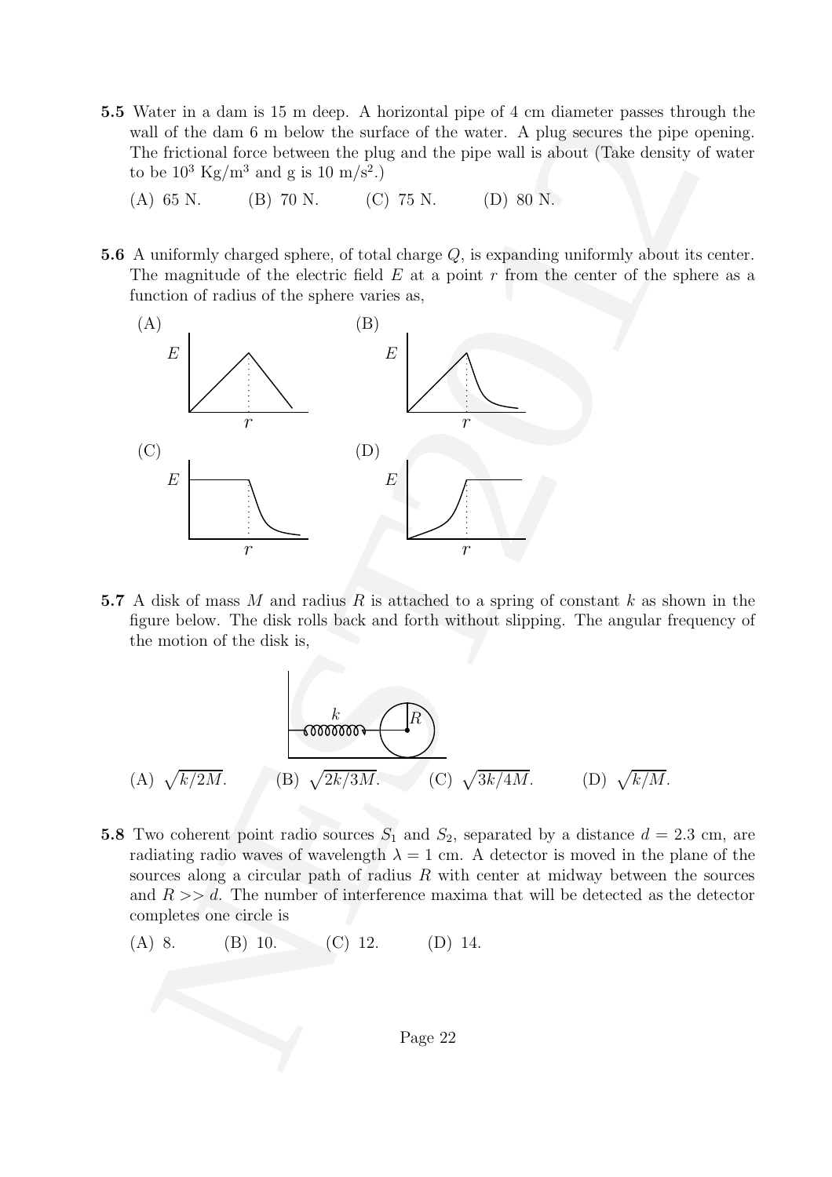**5.5** Water in a dam is 15 m deep. A horizontal pipe of 4 cm diameter passes through the wall of the dam 6 m below the surface of the water. A plug secures the pipe opening. The frictional force between the plug and the pipe wall is about (Take density of water to be $10^3$ Kg/m$^3$ and g is 10 m/s$^2$.)

(A) 65 N. (B) 70 N. (C) 75 N. (D) 80 N.

**5.6** A uniformly charged sphere, of total charge $Q$, is expanding uniformly about its center. The magnitude of the electric field $E$ at a point $r$ from the center of the sphere as a function of radius of the sphere varies as,

(A) (B) (C) (D)

**5.7** A disk of mass $M$ and radius $R$ is attached to a spring of constant $k$ as shown in the figure below. The disk rolls back and forth without slipping. The angular frequency of the motion of the disk is,

(A) $\sqrt{k/2M}$. (B) $\sqrt{2k/3M}$. (C) $\sqrt{3k/4M}$. (D) $\sqrt{k/M}$.

**5.8** Two coherent point radio sources $S_1$ and $S_2$, separated by a distance $d = 2.3$ cm, are radiating radio waves of wavelength $\lambda = 1$ cm. A detector is moved in the plane of the sources along a circular path of radius $R$ with center at midway between the sources and $R >> d$. The number of interference maxima that will be detected as the detector completes one circle is

(A) 8. (B) 10. (C) 12. (D) 14.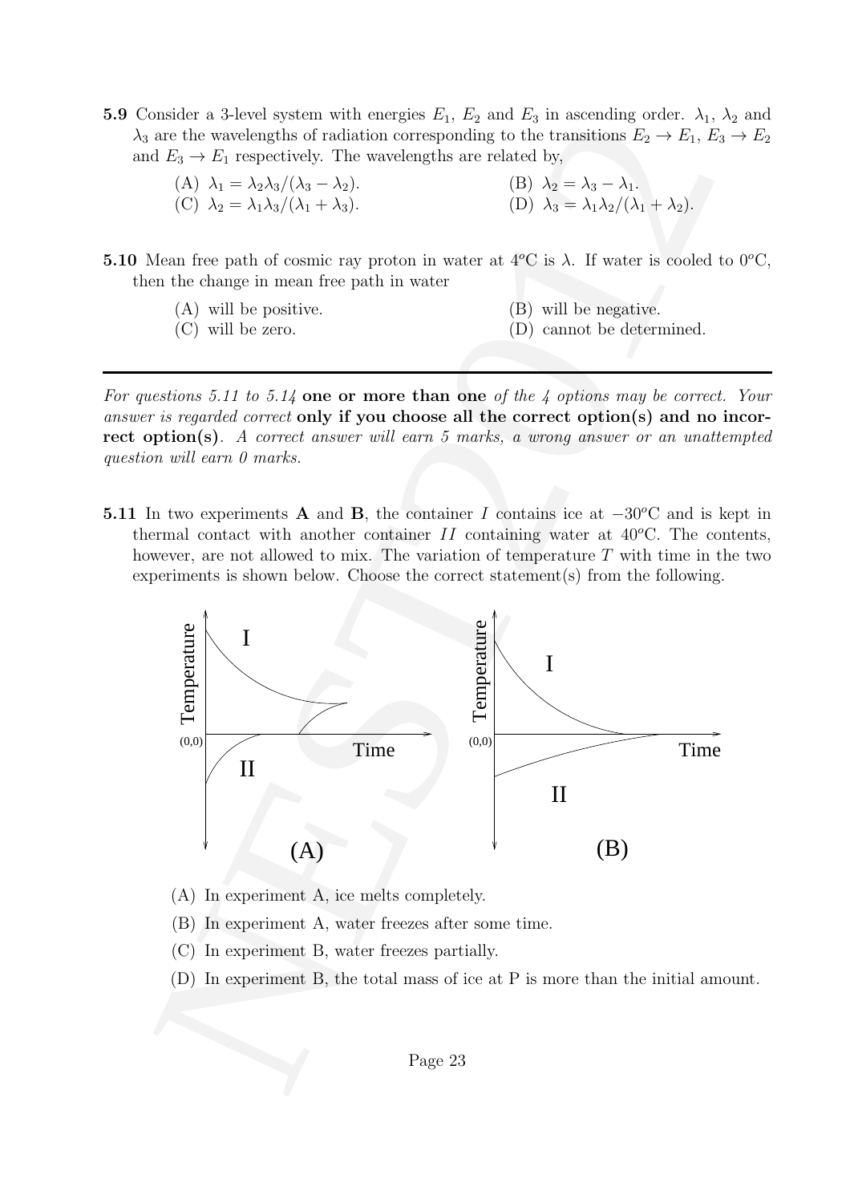**5.9** Consider a 3-level system with energies $E_1$, $E_2$ and $E_3$ in ascending order. $\lambda_1$, $\lambda_2$ and $\lambda_3$ are the wavelengths of radiation corresponding to the transitions $E_2 \rightarrow E_1$, $E_3 \rightarrow E_2$ and $E_3 \rightarrow E_1$ respectively. The wavelengths are related by,

(A) $\lambda_1 = \lambda_2\lambda_3/(\lambda_3 - \lambda_2)$.

(B) $\lambda_2 = \lambda_3 - \lambda_1$.

(C) $\lambda_2 = \lambda_1\lambda_3/(\lambda_1 + \lambda_3)$.

(D) $\lambda_3 = \lambda_1\lambda_2/(\lambda_1 + \lambda_2)$.

**5.10** Mean free path of cosmic ray proton in water at $4^o$C is $\lambda$. If water is cooled to $0^o$C, then the change in mean free path in water

(A) will be positive.

(B) will be negative.

(C) will be zero.

(D) cannot be determined.

---

*For questions 5.11 to 5.14* **one or more than one** *of the 4 options may be correct. Your answer is regarded correct* **only if you choose all the correct option(s) and no incorrect option(s)**. *A correct answer will earn 5 marks, a wrong answer or an unattempted question will earn 0 marks.*

**5.11** In two experiments **A** and **B**, the container $I$ contains ice at $-30^o$C and is kept in thermal contact with another container $II$ containing water at $40^o$C. The contents, however, are not allowed to mix. The variation of temperature $T$ with time in the two experiments is shown below. Choose the correct statement(s) from the following.

(A) In experiment A, ice melts completely.

(B) In experiment A, water freezes after some time.

(C) In experiment B, water freezes partially.

(D) In experiment B, the total mass of ice at P is more than the initial amount.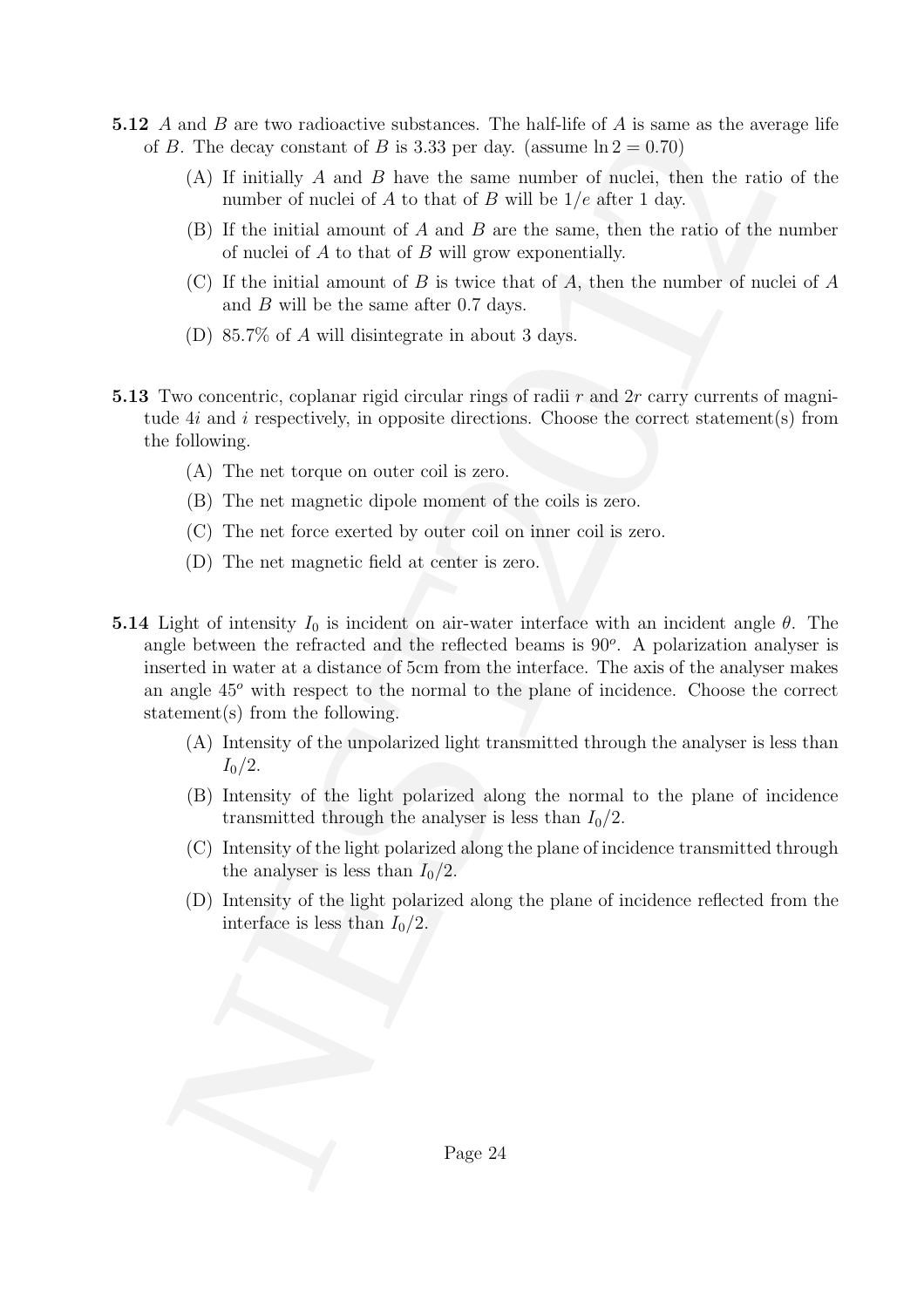**5.12** $A$ and $B$ are two radioactive substances. The half-life of $A$ is same as the average life of $B$. The decay constant of $B$ is 3.33 per day. (assume $\ln 2 = 0.70$)

(A) If initially $A$ and $B$ have the same number of nuclei, then the ratio of the number of nuclei of $A$ to that of $B$ will be $1/e$ after 1 day.

(B) If the initial amount of $A$ and $B$ are the same, then the ratio of the number of nuclei of $A$ to that of $B$ will grow exponentially.

(C) If the initial amount of $B$ is twice that of $A$, then the number of nuclei of $A$ and $B$ will be the same after 0.7 days.

(D) 85.7% of $A$ will disintegrate in about 3 days.

**5.13** Two concentric, coplanar rigid circular rings of radii $r$ and $2r$ carry currents of magnitude $4i$ and $i$ respectively, in opposite directions. Choose the correct statement(s) from the following.

(A) The net torque on outer coil is zero.

(B) The net magnetic dipole moment of the coils is zero.

(C) The net force exerted by outer coil on inner coil is zero.

(D) The net magnetic field at center is zero.

**5.14** Light of intensity $I_0$ is incident on air-water interface with an incident angle $\theta$. The angle between the refracted and the reflected beams is $90^o$. A polarization analyser is inserted in water at a distance of 5cm from the interface. The axis of the analyser makes an angle $45^o$ with respect to the normal to the plane of incidence. Choose the correct statement(s) from the following.

(A) Intensity of the unpolarized light transmitted through the analyser is less than $I_0/2$.

(B) Intensity of the light polarized along the normal to the plane of incidence transmitted through the analyser is less than $I_0/2$.

(C) Intensity of the light polarized along the plane of incidence transmitted through the analyser is less than $I_0/2$.

(D) Intensity of the light polarized along the plane of incidence reflected from the interface is less than $I_0/2$.